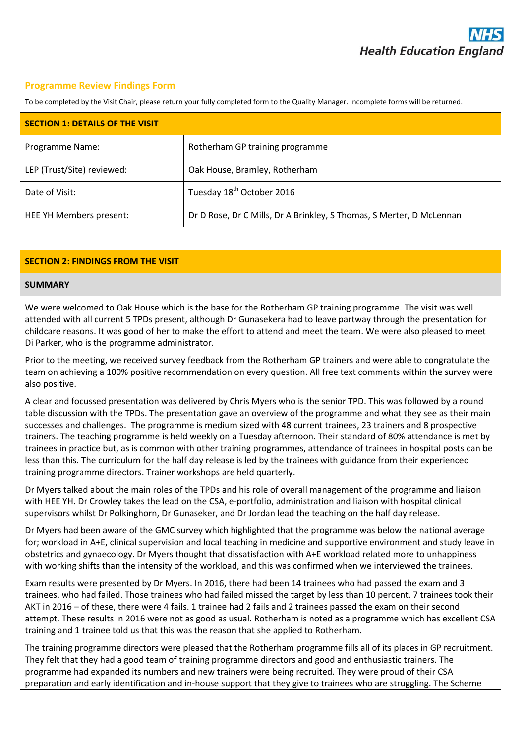## Programme Review Findings Form

To be completed by the Visit Chair, please return your fully completed form to the Quality Manager. Incomplete forms will be returned.

| SECTION 1: DETAILS OF THE VISIT | |
|---|---|
| Programme Name: | Rotherham GP training programme |
| LEP (Trust/Site) reviewed: | Oak House, Bramley, Rotherham |
| Date of Visit: | Tuesday 18th October 2016 |
| HEE YH Members present: | Dr D Rose, Dr C Mills, Dr A Brinkley, S Thomas, S Merter, D McLennan |

### SECTION 2: FINDINGS FROM THE VISIT

#### SUMMARY

We were welcomed to Oak House which is the base for the Rotherham GP training programme. The visit was well attended with all current 5 TPDs present, although Dr Gunasekera had to leave partway through the presentation for childcare reasons. It was good of her to make the effort to attend and meet the team. We were also pleased to meet Di Parker, who is the programme administrator.

Prior to the meeting, we received survey feedback from the Rotherham GP trainers and were able to congratulate the team on achieving a 100% positive recommendation on every question. All free text comments within the survey were also positive.

A clear and focussed presentation was delivered by Chris Myers who is the senior TPD. This was followed by a round table discussion with the TPDs. The presentation gave an overview of the programme and what they see as their main successes and challenges. The programme is medium sized with 48 current trainees, 23 trainers and 8 prospective trainers. The teaching programme is held weekly on a Tuesday afternoon. Their standard of 80% attendance is met by trainees in practice but, as is common with other training programmes, attendance of trainees in hospital posts can be less than this. The curriculum for the half day release is led by the trainees with guidance from their experienced training programme directors. Trainer workshops are held quarterly.

Dr Myers talked about the main roles of the TPDs and his role of overall management of the programme and liaison with HEE YH. Dr Crowley takes the lead on the CSA, e-portfolio, administration and liaison with hospital clinical supervisors whilst Dr Polkinghorn, Dr Gunaseker, and Dr Jordan lead the teaching on the half day release.

Dr Myers had been aware of the GMC survey which highlighted that the programme was below the national average for; workload in A+E, clinical supervision and local teaching in medicine and supportive environment and study leave in obstetrics and gynaecology. Dr Myers thought that dissatisfaction with A+E workload related more to unhappiness with working shifts than the intensity of the workload, and this was confirmed when we interviewed the trainees.

Exam results were presented by Dr Myers. In 2016, there had been 14 trainees who had passed the exam and 3 trainees, who had failed. Those trainees who had failed missed the target by less than 10 percent. 7 trainees took their AKT in 2016 – of these, there were 4 fails. 1 trainee had 2 fails and 2 trainees passed the exam on their second attempt. These results in 2016 were not as good as usual. Rotherham is noted as a programme which has excellent CSA training and 1 trainee told us that this was the reason that she applied to Rotherham.

The training programme directors were pleased that the Rotherham programme fills all of its places in GP recruitment. They felt that they had a good team of training programme directors and good and enthusiastic trainers. The programme had expanded its numbers and new trainers were being recruited. They were proud of their CSA preparation and early identification and in-house support that they give to trainees who are struggling. The Scheme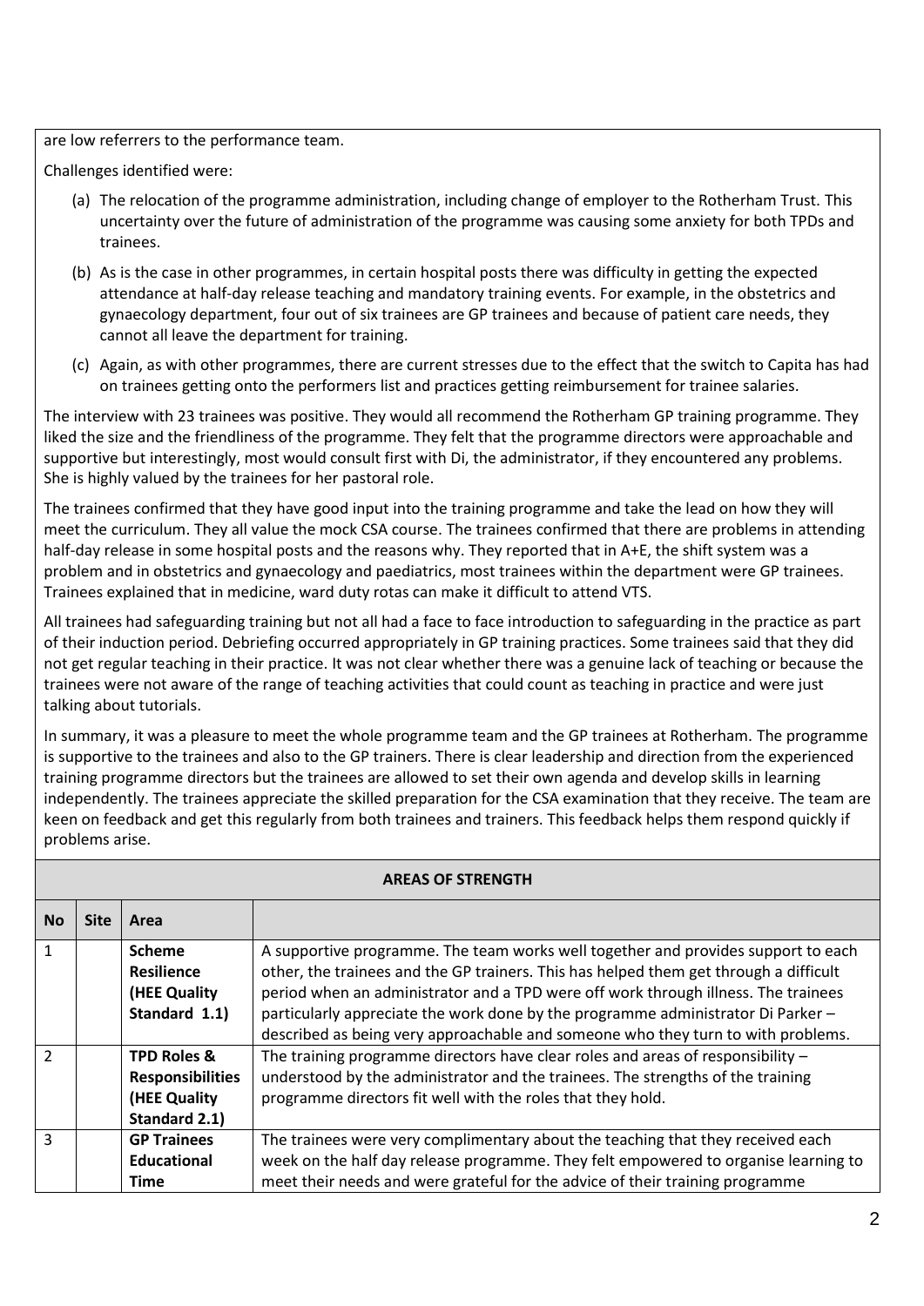are low referrers to the performance team.

Challenges identified were:

(a) The relocation of the programme administration, including change of employer to the Rotherham Trust. This uncertainty over the future of administration of the programme was causing some anxiety for both TPDs and trainees.

(b) As is the case in other programmes, in certain hospital posts there was difficulty in getting the expected attendance at half-day release teaching and mandatory training events. For example, in the obstetrics and gynaecology department, four out of six trainees are GP trainees and because of patient care needs, they cannot all leave the department for training.

(c) Again, as with other programmes, there are current stresses due to the effect that the switch to Capita has had on trainees getting onto the performers list and practices getting reimbursement for trainee salaries.

The interview with 23 trainees was positive. They would all recommend the Rotherham GP training programme. They liked the size and the friendliness of the programme. They felt that the programme directors were approachable and supportive but interestingly, most would consult first with Di, the administrator, if they encountered any problems. She is highly valued by the trainees for her pastoral role.

The trainees confirmed that they have good input into the training programme and take the lead on how they will meet the curriculum. They all value the mock CSA course. The trainees confirmed that there are problems in attending half-day release in some hospital posts and the reasons why. They reported that in A+E, the shift system was a problem and in obstetrics and gynaecology and paediatrics, most trainees within the department were GP trainees. Trainees explained that in medicine, ward duty rotas can make it difficult to attend VTS.

All trainees had safeguarding training but not all had a face to face introduction to safeguarding in the practice as part of their induction period. Debriefing occurred appropriately in GP training practices. Some trainees said that they did not get regular teaching in their practice. It was not clear whether there was a genuine lack of teaching or because the trainees were not aware of the range of teaching activities that could count as teaching in practice and were just talking about tutorials.

In summary, it was a pleasure to meet the whole programme team and the GP trainees at Rotherham. The programme is supportive to the trainees and also to the GP trainers. There is clear leadership and direction from the experienced training programme directors but the trainees are allowed to set their own agenda and develop skills in learning independently. The trainees appreciate the skilled preparation for the CSA examination that they receive. The team are keen on feedback and get this regularly from both trainees and trainers. This feedback helps them respond quickly if problems arise.

**AREAS OF STRENGTH**

| No | Site | Area | |
|---|---|---|---|
| 1 | | **Scheme Resilience (HEE Quality Standard 1.1)** | A supportive programme. The team works well together and provides support to each other, the trainees and the GP trainers. This has helped them get through a difficult period when an administrator and a TPD were off work through illness. The trainees particularly appreciate the work done by the programme administrator Di Parker – described as being very approachable and someone who they turn to with problems. |
| 2 | | **TPD Roles & Responsibilities (HEE Quality Standard 2.1)** | The training programme directors have clear roles and areas of responsibility – understood by the administrator and the trainees. The strengths of the training programme directors fit well with the roles that they hold. |
| 3 | | **GP Trainees Educational Time** | The trainees were very complimentary about the teaching that they received each week on the half day release programme. They felt empowered to organise learning to meet their needs and were grateful for the advice of their training programme |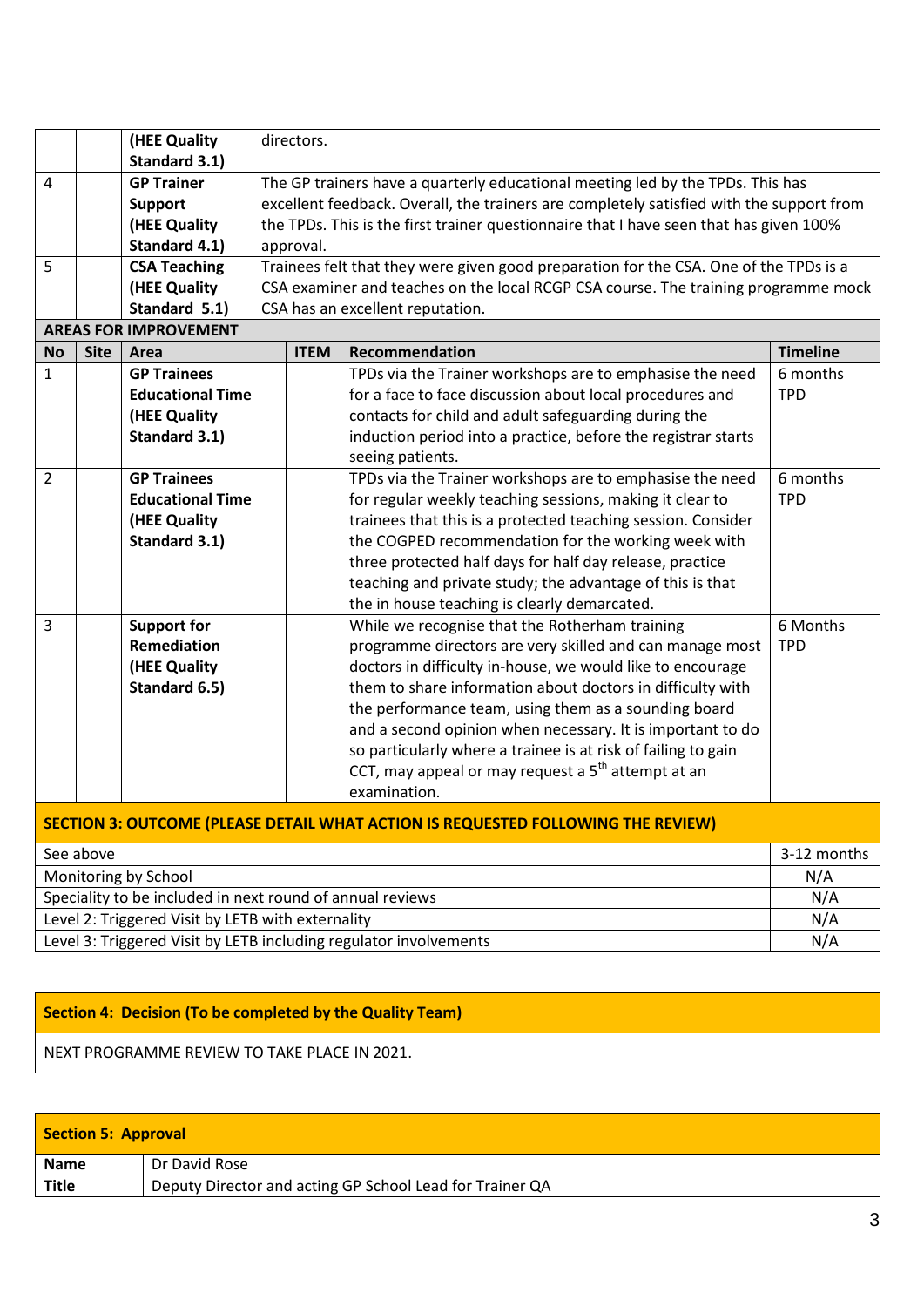| | | | |
|---|---|---|---|
| | | (HEE Quality Standard 3.1) | directors. |
| 4 | | **GP Trainer Support (HEE Quality Standard 4.1)** | The GP trainers have a quarterly educational meeting led by the TPDs. This has excellent feedback. Overall, the trainers are completely satisfied with the support from the TPDs. This is the first trainer questionnaire that I have seen that has given 100% approval. |
| 5 | | **CSA Teaching (HEE Quality Standard 5.1)** | Trainees felt that they were given good preparation for the CSA. One of the TPDs is a CSA examiner and teaches on the local RCGP CSA course. The training programme mock CSA has an excellent reputation. |

**AREAS FOR IMPROVEMENT**

| No | Site | Area | ITEM | Recommendation | Timeline |
|---|---|---|---|---|---|
| 1 | | **GP Trainees Educational Time (HEE Quality Standard 3.1)** | | TPDs via the Trainer workshops are to emphasise the need for a face to face discussion about local procedures and contacts for child and adult safeguarding during the induction period into a practice, before the registrar starts seeing patients. | 6 months TPD |
| 2 | | **GP Trainees Educational Time (HEE Quality Standard 3.1)** | | TPDs via the Trainer workshops are to emphasise the need for regular weekly teaching sessions, making it clear to trainees that this is a protected teaching session. Consider the COGPED recommendation for the working week with three protected half days for half day release, practice teaching and private study; the advantage of this is that the in house teaching is clearly demarcated. | 6 months TPD |
| 3 | | **Support for Remediation (HEE Quality Standard 6.5)** | | While we recognise that the Rotherham training programme directors are very skilled and can manage most doctors in difficulty in-house, we would like to encourage them to share information about doctors in difficulty with the performance team, using them as a sounding board and a second opinion when necessary. It is important to do so particularly where a trainee is at risk of failing to gain CCT, may appeal or may request a 5th attempt at an examination. | 6 Months TPD |

**SECTION 3: OUTCOME (PLEASE DETAIL WHAT ACTION IS REQUESTED FOLLOWING THE REVIEW)**

| | |
|---|---|
| See above | 3-12 months |
| Monitoring by School | N/A |
| Speciality to be included in next round of annual reviews | N/A |
| Level 2: Triggered Visit by LETB with externality | N/A |
| Level 3: Triggered Visit by LETB including regulator involvements | N/A |

**Section 4: Decision (To be completed by the Quality Team)**

NEXT PROGRAMME REVIEW TO TAKE PLACE IN 2021.

**Section 5: Approval**

| | |
|---|---|
| **Name** | Dr David Rose |
| **Title** | Deputy Director and acting GP School Lead for Trainer QA |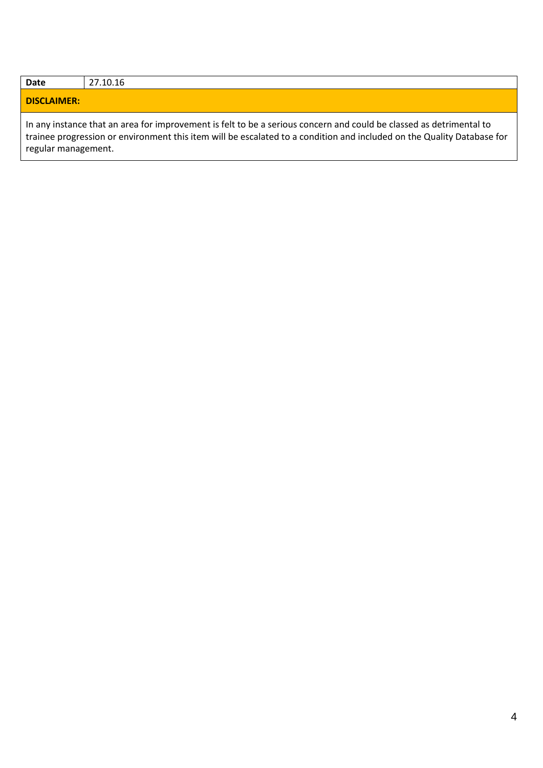| | |
|---|---|
| **Date** | 27.10.16 |

**DISCLAIMER:**

In any instance that an area for improvement is felt to be a serious concern and could be classed as detrimental to trainee progression or environment this item will be escalated to a condition and included on the Quality Database for regular management.